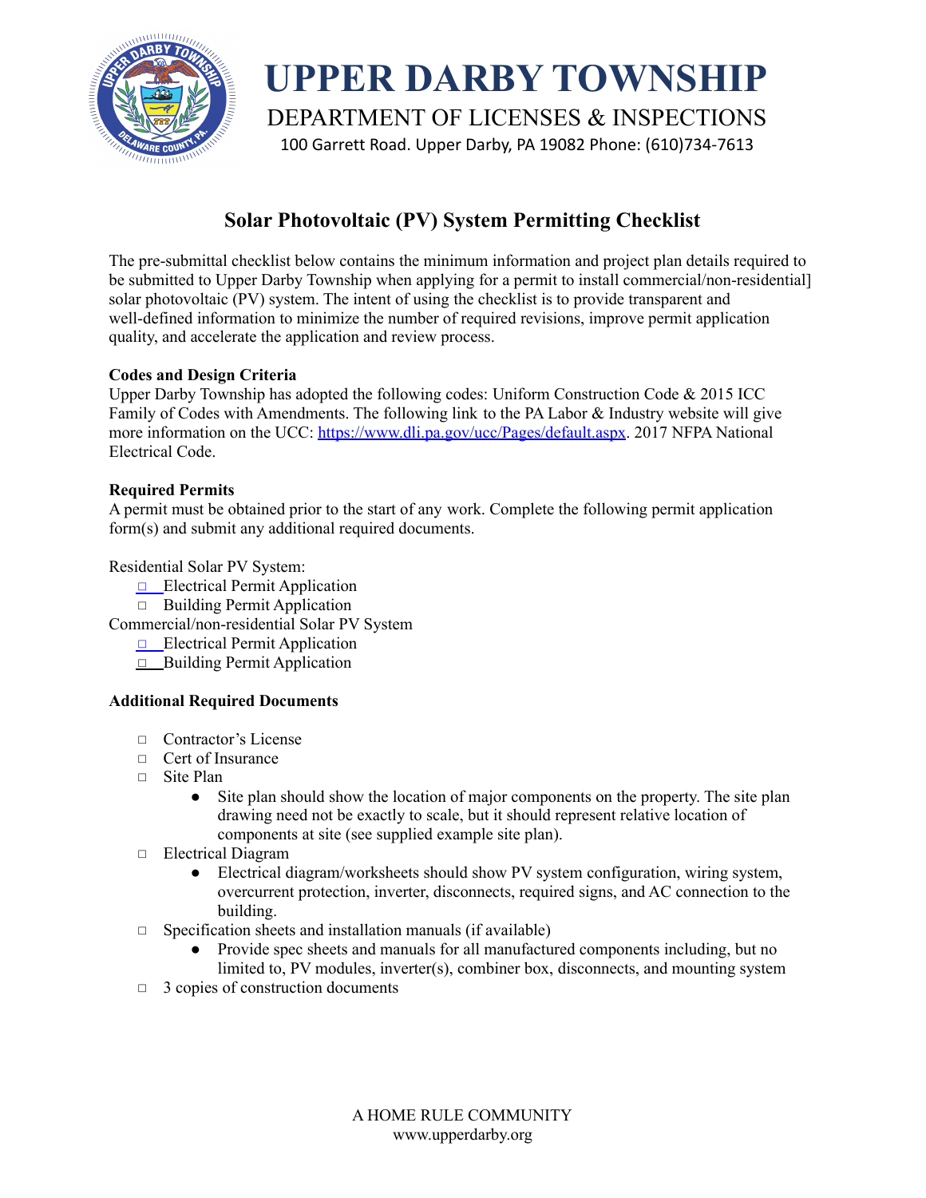# UPPER DARBY TOWNSHIP

DEPARTMENT OF LICENSES & INSPECTIONS

100 Garrett Road. Upper Darby, PA 19082 Phone: (610)734-7613

## Solar Photovoltaic (PV) System Permitting Checklist

The pre-submittal checklist below contains the minimum information and project plan details required to be submitted to Upper Darby Township when applying for a permit to install commercial/non-residential] solar photovoltaic (PV) system. The intent of using the checklist is to provide transparent and well-defined information to minimize the number of required revisions, improve permit application quality, and accelerate the application and review process.

**Codes and Design Criteria**

Upper Darby Township has adopted the following codes: Uniform Construction Code & 2015 ICC Family of Codes with Amendments. The following link to the PA Labor & Industry website will give more information on the UCC: https://www.dli.pa.gov/ucc/Pages/default.aspx. 2017 NFPA National Electrical Code.

**Required Permits**

A permit must be obtained prior to the start of any work. Complete the following permit application form(s) and submit any additional required documents.

Residential Solar PV System:

- □ Electrical Permit Application
- □ Building Permit Application

Commercial/non-residential Solar PV System

- □ Electrical Permit Application
- □ Building Permit Application

**Additional Required Documents**

- □ Contractor's License
- □ Cert of Insurance
- □ Site Plan
  - Site plan should show the location of major components on the property. The site plan drawing need not be exactly to scale, but it should represent relative location of components at site (see supplied example site plan).
- □ Electrical Diagram
  - Electrical diagram/worksheets should show PV system configuration, wiring system, overcurrent protection, inverter, disconnects, required signs, and AC connection to the building.
- □ Specification sheets and installation manuals (if available)
  - Provide spec sheets and manuals for all manufactured components including, but no limited to, PV modules, inverter(s), combiner box, disconnects, and mounting system
- □ 3 copies of construction documents

A HOME RULE COMMUNITY
www.upperdarby.org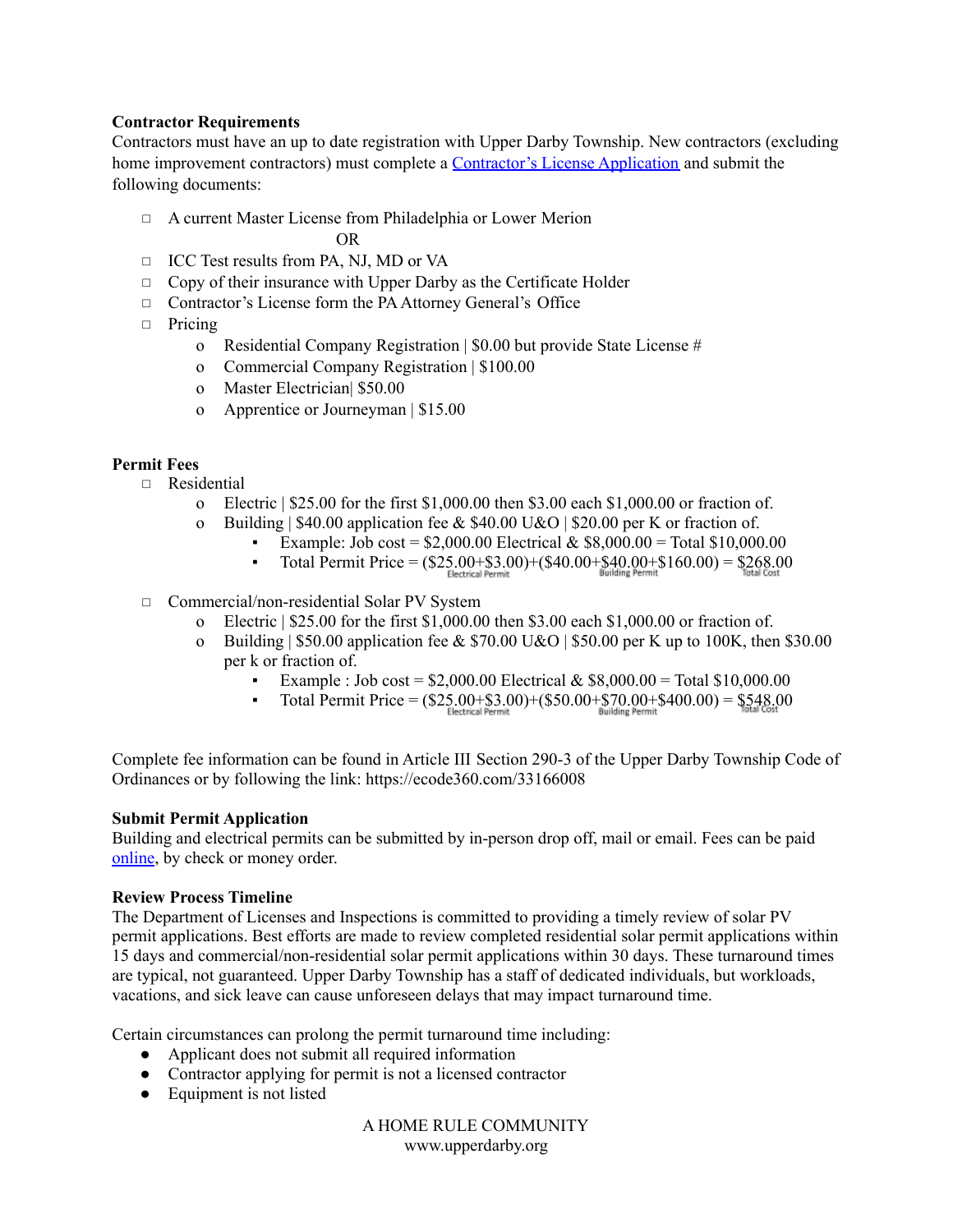**Contractor Requirements**

Contractors must have an up to date registration with Upper Darby Township. New contractors (excluding home improvement contractors) must complete a [Contractor's License Application](#) and submit the following documents:

- A current Master License from Philadelphia or Lower Merion
  
  OR
- ICC Test results from PA, NJ, MD or VA
- Copy of their insurance with Upper Darby as the Certificate Holder
- Contractor's License form the PA Attorney General's Office
- Pricing
  - Residential Company Registration | $0.00 but provide State License #
  - Commercial Company Registration | $100.00
  - Master Electrician| $50.00
  - Apprentice or Journeyman | $15.00

**Permit Fees**

- Residential
  - Electric | $25.00 for the first $1,000.00 then $3.00 each $1,000.00 or fraction of.
  - Building | $40.00 application fee & $40.00 U&O | $20.00 per K or fraction of.
    - Example: Job cost = $2,000.00 Electrical & $8,000.00 = Total $10,000.00
    - Total Permit Price = ($25.00+$3.00)+($40.00+$40.00+$160.00) = $268.00 (Electrical Permit, Building Permit, Total Cost)
- Commercial/non-residential Solar PV System
  - Electric | $25.00 for the first $1,000.00 then $3.00 each $1,000.00 or fraction of.
  - Building | $50.00 application fee & $70.00 U&O | $50.00 per K up to 100K, then $30.00 per k or fraction of.
    - Example : Job cost = $2,000.00 Electrical & $8,000.00 = Total $10,000.00
    - Total Permit Price = ($25.00+$3.00)+($50.00+$70.00+$400.00) = $548.00 (Electrical Permit, Building Permit, Total Cost)

Complete fee information can be found in Article III Section 290-3 of the Upper Darby Township Code of Ordinances or by following the link: https://ecode360.com/33166008

**Submit Permit Application**

Building and electrical permits can be submitted by in-person drop off, mail or email. Fees can be paid [online](#), by check or money order.

**Review Process Timeline**

The Department of Licenses and Inspections is committed to providing a timely review of solar PV permit applications. Best efforts are made to review completed residential solar permit applications within 15 days and commercial/non-residential solar permit applications within 30 days. These turnaround times are typical, not guaranteed. Upper Darby Township has a staff of dedicated individuals, but workloads, vacations, and sick leave can cause unforeseen delays that may impact turnaround time.

Certain circumstances can prolong the permit turnaround time including:

- Applicant does not submit all required information
- Contractor applying for permit is not a licensed contractor
- Equipment is not listed

A HOME RULE COMMUNITY
www.upperdarby.org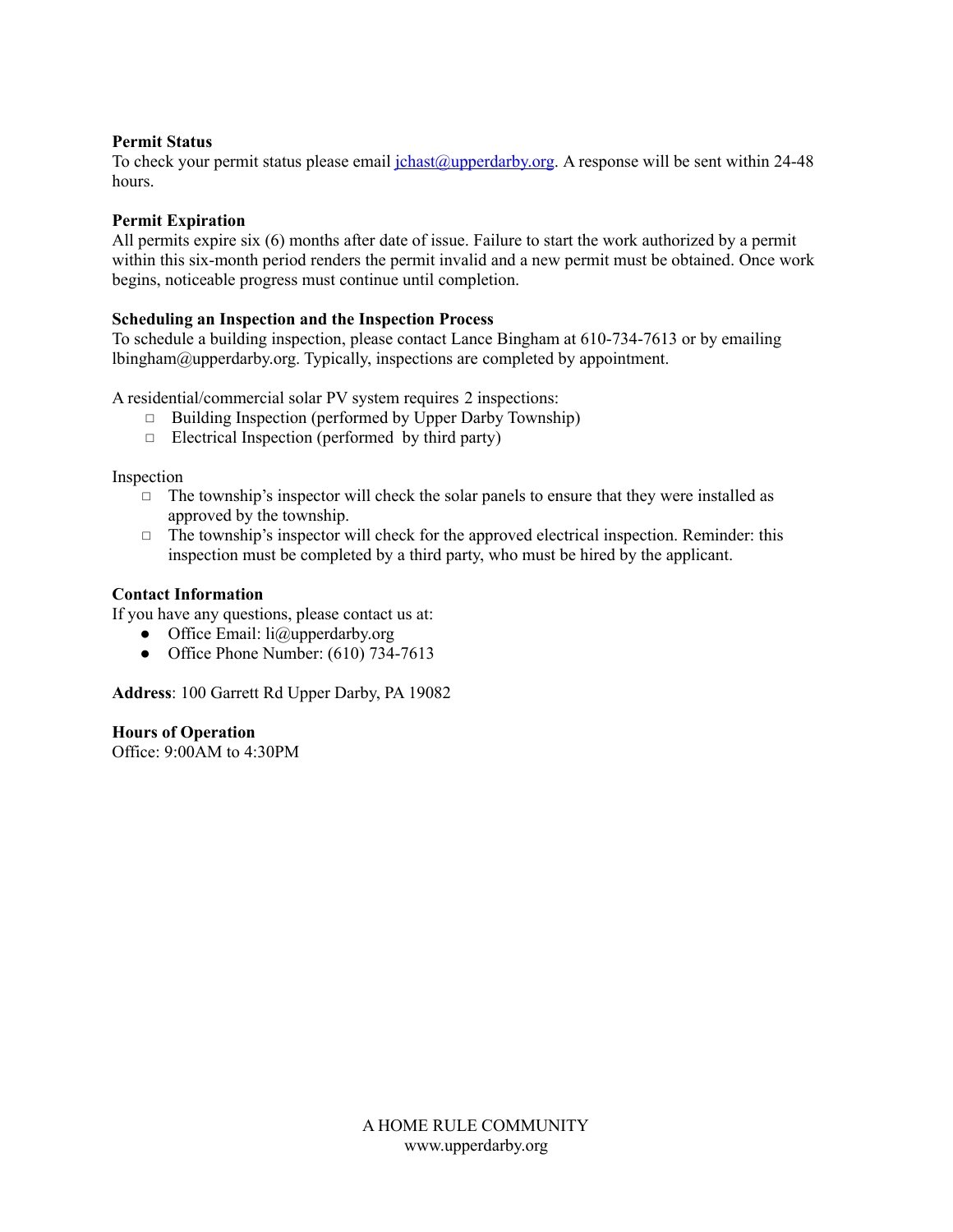**Permit Status**

To check your permit status please email jchast@upperdarby.org. A response will be sent within 24-48 hours.

**Permit Expiration**

All permits expire six (6) months after date of issue. Failure to start the work authorized by a permit within this six-month period renders the permit invalid and a new permit must be obtained. Once work begins, noticeable progress must continue until completion.

**Scheduling an Inspection and the Inspection Process**

To schedule a building inspection, please contact Lance Bingham at 610-734-7613 or by emailing lbingham@upperdarby.org. Typically, inspections are completed by appointment.

A residential/commercial solar PV system requires 2 inspections:

- ▢ Building Inspection (performed by Upper Darby Township)
- ▢ Electrical Inspection (performed by third party)

Inspection

- ▢ The township's inspector will check the solar panels to ensure that they were installed as approved by the township.
- ▢ The township's inspector will check for the approved electrical inspection. Reminder: this inspection must be completed by a third party, who must be hired by the applicant.

**Contact Information**

If you have any questions, please contact us at:

- Office Email: li@upperdarby.org
- Office Phone Number: (610) 734-7613

**Address**: 100 Garrett Rd Upper Darby, PA 19082

**Hours of Operation**

Office: 9:00AM to 4:30PM